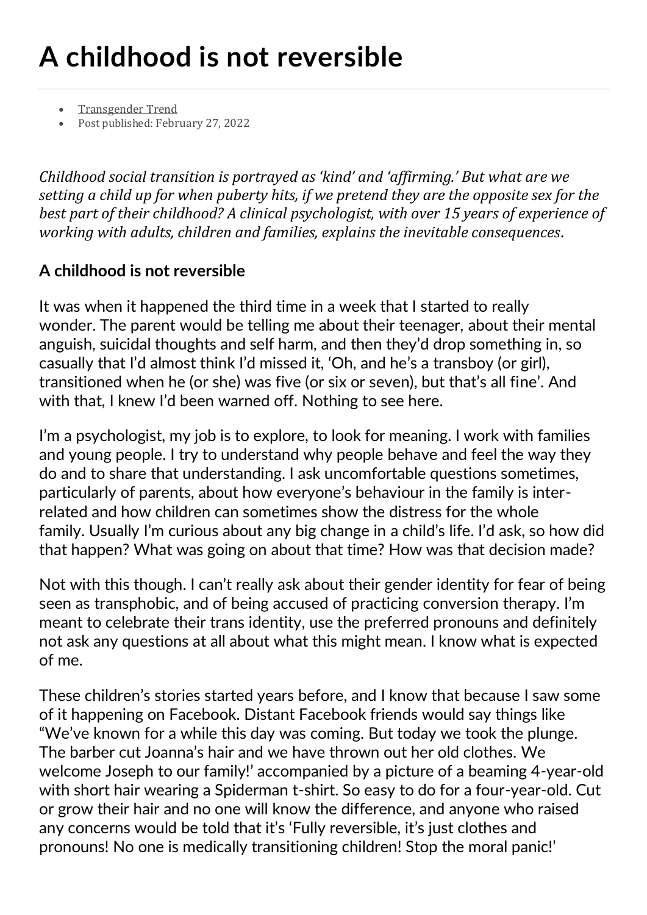# A childhood is not reversible

- Transgender Trend
- Post published: February 27, 2022

*Childhood social transition is portrayed as 'kind' and 'affirming.' But what are we setting a child up for when puberty hits, if we pretend they are the opposite sex for the best part of their childhood? A clinical psychologist, with over 15 years of experience of working with adults, children and families, explains the inevitable consequences.*

## A childhood is not reversible

It was when it happened the third time in a week that I started to really wonder. The parent would be telling me about their teenager, about their mental anguish, suicidal thoughts and self harm, and then they'd drop something in, so casually that I'd almost think I'd missed it, 'Oh, and he's a transboy (or girl), transitioned when he (or she) was five (or six or seven), but that's all fine'. And with that, I knew I'd been warned off. Nothing to see here.

I'm a psychologist, my job is to explore, to look for meaning. I work with families and young people. I try to understand why people behave and feel the way they do and to share that understanding. I ask uncomfortable questions sometimes, particularly of parents, about how everyone's behaviour in the family is inter-related and how children can sometimes show the distress for the whole family. Usually I'm curious about any big change in a child's life. I'd ask, so how did that happen? What was going on about that time? How was that decision made?

Not with this though. I can't really ask about their gender identity for fear of being seen as transphobic, and of being accused of practicing conversion therapy. I'm meant to celebrate their trans identity, use the preferred pronouns and definitely not ask any questions at all about what this might mean. I know what is expected of me.

These children's stories started years before, and I know that because I saw some of it happening on Facebook. Distant Facebook friends would say things like "We've known for a while this day was coming. But today we took the plunge. The barber cut Joanna's hair and we have thrown out her old clothes. We welcome Joseph to our family!' accompanied by a picture of a beaming 4-year-old with short hair wearing a Spiderman t-shirt. So easy to do for a four-year-old. Cut or grow their hair and no one will know the difference, and anyone who raised any concerns would be told that it's 'Fully reversible, it's just clothes and pronouns! No one is medically transitioning children! Stop the moral panic!'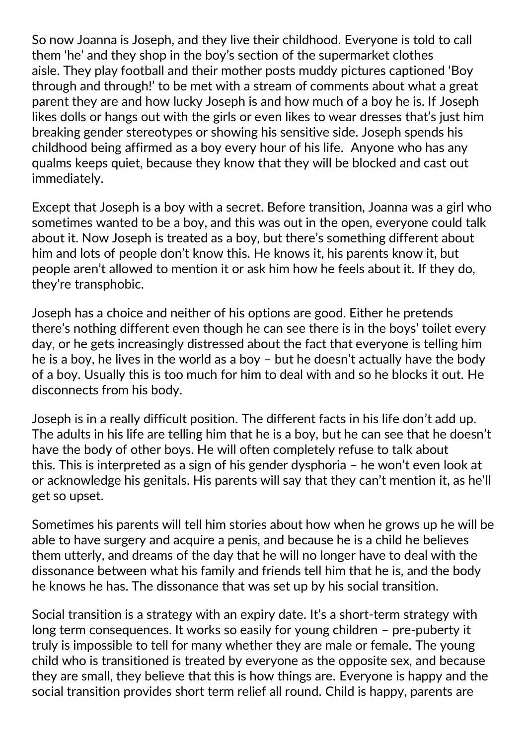So now Joanna is Joseph, and they live their childhood. Everyone is told to call them 'he' and they shop in the boy's section of the supermarket clothes aisle. They play football and their mother posts muddy pictures captioned 'Boy through and through!' to be met with a stream of comments about what a great parent they are and how lucky Joseph is and how much of a boy he is. If Joseph likes dolls or hangs out with the girls or even likes to wear dresses that's just him breaking gender stereotypes or showing his sensitive side. Joseph spends his childhood being affirmed as a boy every hour of his life. Anyone who has any qualms keeps quiet, because they know that they will be blocked and cast out immediately.

Except that Joseph is a boy with a secret. Before transition, Joanna was a girl who sometimes wanted to be a boy, and this was out in the open, everyone could talk about it. Now Joseph is treated as a boy, but there's something different about him and lots of people don't know this. He knows it, his parents know it, but people aren't allowed to mention it or ask him how he feels about it. If they do, they're transphobic.

Joseph has a choice and neither of his options are good. Either he pretends there's nothing different even though he can see there is in the boys' toilet every day, or he gets increasingly distressed about the fact that everyone is telling him he is a boy, he lives in the world as a boy – but he doesn't actually have the body of a boy. Usually this is too much for him to deal with and so he blocks it out. He disconnects from his body.

Joseph is in a really difficult position. The different facts in his life don't add up. The adults in his life are telling him that he is a boy, but he can see that he doesn't have the body of other boys. He will often completely refuse to talk about this. This is interpreted as a sign of his gender dysphoria – he won't even look at or acknowledge his genitals. His parents will say that they can't mention it, as he'll get so upset.

Sometimes his parents will tell him stories about how when he grows up he will be able to have surgery and acquire a penis, and because he is a child he believes them utterly, and dreams of the day that he will no longer have to deal with the dissonance between what his family and friends tell him that he is, and the body he knows he has. The dissonance that was set up by his social transition.

Social transition is a strategy with an expiry date. It's a short-term strategy with long term consequences. It works so easily for young children – pre-puberty it truly is impossible to tell for many whether they are male or female. The young child who is transitioned is treated by everyone as the opposite sex, and because they are small, they believe that this is how things are. Everyone is happy and the social transition provides short term relief all round. Child is happy, parents are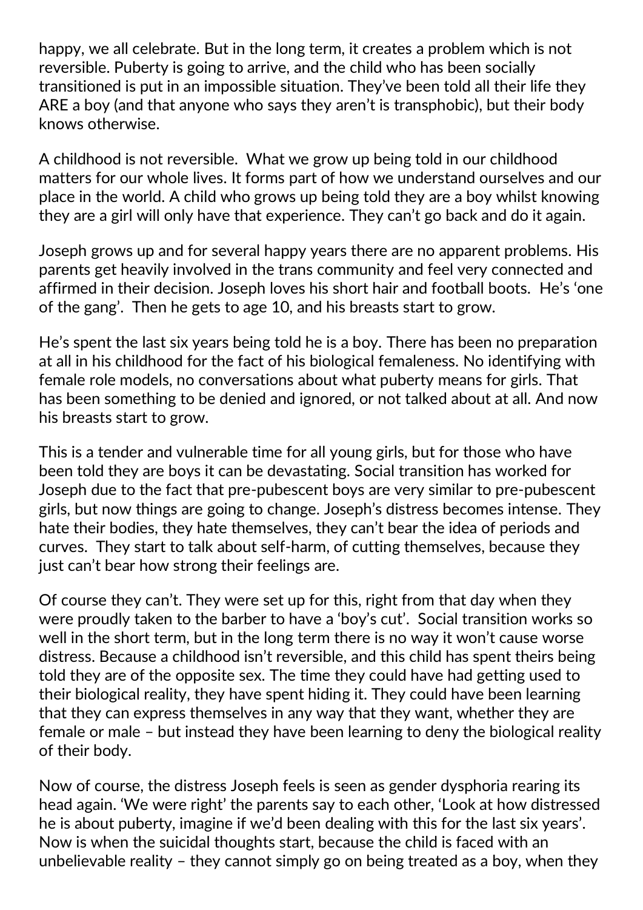happy, we all celebrate. But in the long term, it creates a problem which is not reversible. Puberty is going to arrive, and the child who has been socially transitioned is put in an impossible situation. They've been told all their life they ARE a boy (and that anyone who says they aren't is transphobic), but their body knows otherwise.

A childhood is not reversible. What we grow up being told in our childhood matters for our whole lives. It forms part of how we understand ourselves and our place in the world. A child who grows up being told they are a boy whilst knowing they are a girl will only have that experience. They can't go back and do it again.

Joseph grows up and for several happy years there are no apparent problems. His parents get heavily involved in the trans community and feel very connected and affirmed in their decision. Joseph loves his short hair and football boots. He's 'one of the gang'. Then he gets to age 10, and his breasts start to grow.

He's spent the last six years being told he is a boy. There has been no preparation at all in his childhood for the fact of his biological femaleness. No identifying with female role models, no conversations about what puberty means for girls. That has been something to be denied and ignored, or not talked about at all. And now his breasts start to grow.

This is a tender and vulnerable time for all young girls, but for those who have been told they are boys it can be devastating. Social transition has worked for Joseph due to the fact that pre-pubescent boys are very similar to pre-pubescent girls, but now things are going to change. Joseph's distress becomes intense. They hate their bodies, they hate themselves, they can't bear the idea of periods and curves. They start to talk about self-harm, of cutting themselves, because they just can't bear how strong their feelings are.

Of course they can't. They were set up for this, right from that day when they were proudly taken to the barber to have a 'boy's cut'. Social transition works so well in the short term, but in the long term there is no way it won't cause worse distress. Because a childhood isn't reversible, and this child has spent theirs being told they are of the opposite sex. The time they could have had getting used to their biological reality, they have spent hiding it. They could have been learning that they can express themselves in any way that they want, whether they are female or male – but instead they have been learning to deny the biological reality of their body.

Now of course, the distress Joseph feels is seen as gender dysphoria rearing its head again. 'We were right' the parents say to each other, 'Look at how distressed he is about puberty, imagine if we'd been dealing with this for the last six years'. Now is when the suicidal thoughts start, because the child is faced with an unbelievable reality – they cannot simply go on being treated as a boy, when they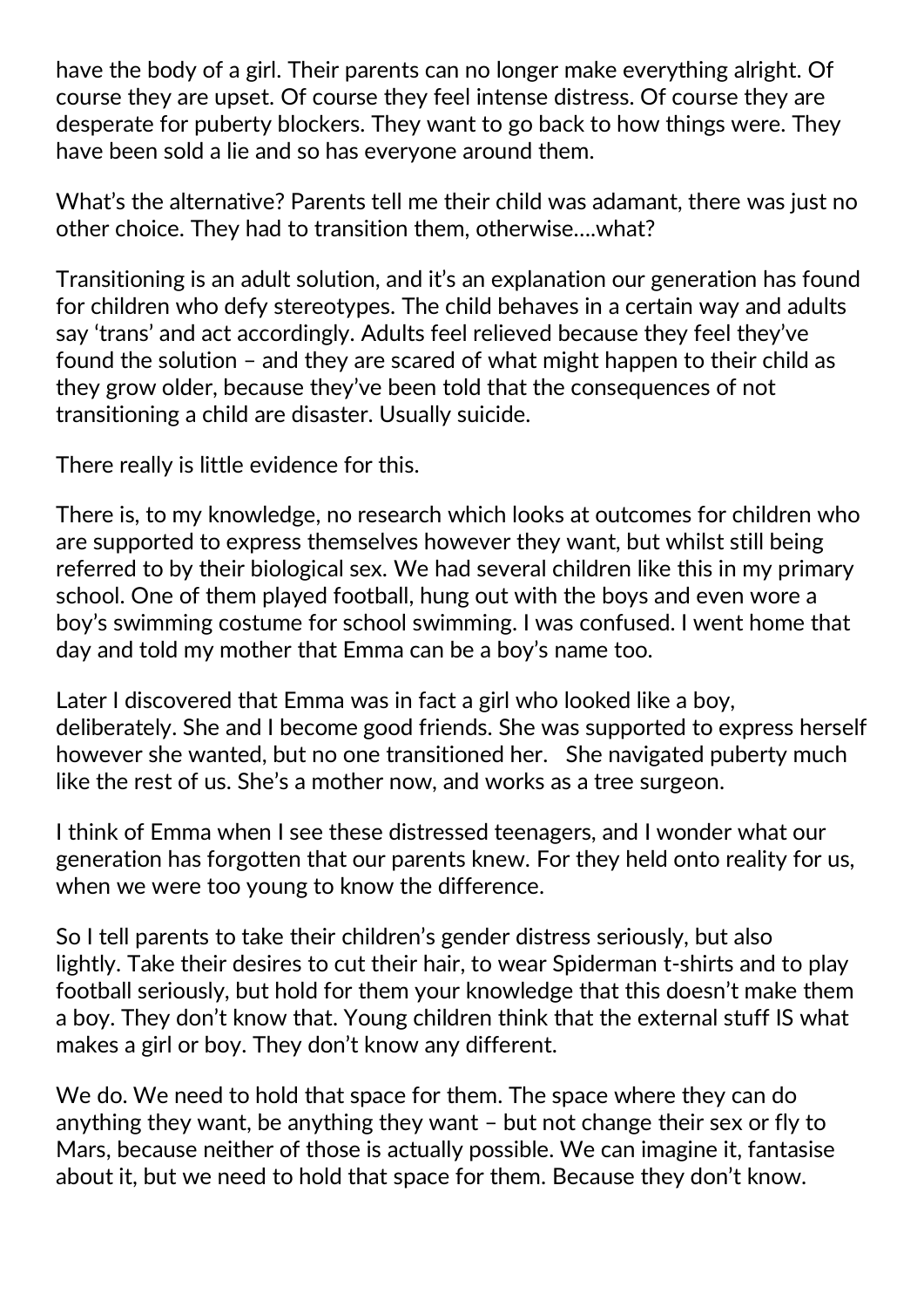have the body of a girl. Their parents can no longer make everything alright. Of course they are upset. Of course they feel intense distress. Of course they are desperate for puberty blockers. They want to go back to how things were. They have been sold a lie and so has everyone around them.

What's the alternative? Parents tell me their child was adamant, there was just no other choice. They had to transition them, otherwise….what?

Transitioning is an adult solution, and it's an explanation our generation has found for children who defy stereotypes. The child behaves in a certain way and adults say 'trans' and act accordingly. Adults feel relieved because they feel they've found the solution – and they are scared of what might happen to their child as they grow older, because they've been told that the consequences of not transitioning a child are disaster. Usually suicide.

There really is little evidence for this.

There is, to my knowledge, no research which looks at outcomes for children who are supported to express themselves however they want, but whilst still being referred to by their biological sex. We had several children like this in my primary school. One of them played football, hung out with the boys and even wore a boy's swimming costume for school swimming. I was confused. I went home that day and told my mother that Emma can be a boy's name too.

Later I discovered that Emma was in fact a girl who looked like a boy, deliberately. She and I become good friends. She was supported to express herself however she wanted, but no one transitioned her. She navigated puberty much like the rest of us. She's a mother now, and works as a tree surgeon.

I think of Emma when I see these distressed teenagers, and I wonder what our generation has forgotten that our parents knew. For they held onto reality for us, when we were too young to know the difference.

So I tell parents to take their children's gender distress seriously, but also lightly. Take their desires to cut their hair, to wear Spiderman t-shirts and to play football seriously, but hold for them your knowledge that this doesn't make them a boy. They don't know that. Young children think that the external stuff IS what makes a girl or boy. They don't know any different.

We do. We need to hold that space for them. The space where they can do anything they want, be anything they want – but not change their sex or fly to Mars, because neither of those is actually possible. We can imagine it, fantasise about it, but we need to hold that space for them. Because they don't know.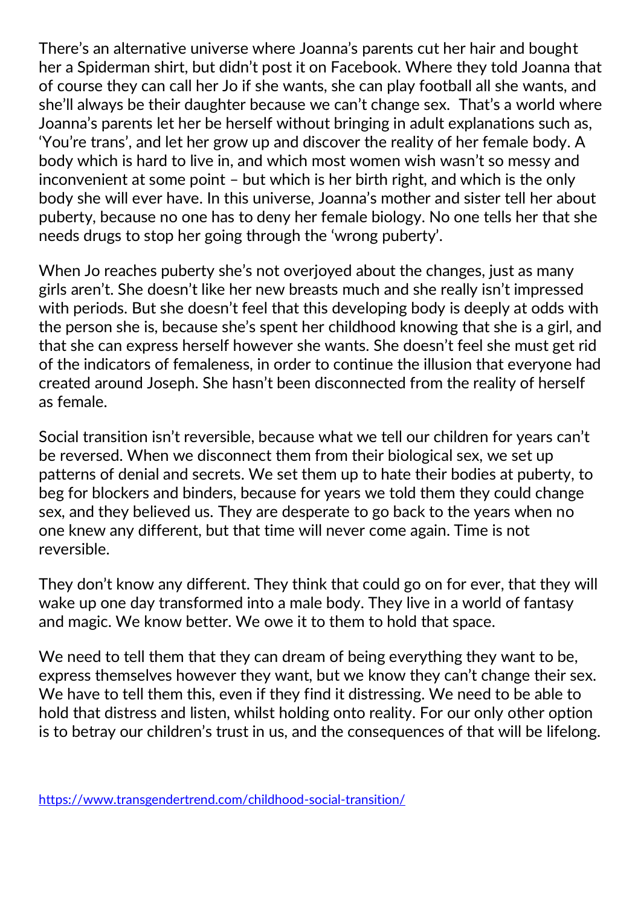There's an alternative universe where Joanna's parents cut her hair and bought her a Spiderman shirt, but didn't post it on Facebook. Where they told Joanna that of course they can call her Jo if she wants, she can play football all she wants, and she'll always be their daughter because we can't change sex. That's a world where Joanna's parents let her be herself without bringing in adult explanations such as, 'You're trans', and let her grow up and discover the reality of her female body. A body which is hard to live in, and which most women wish wasn't so messy and inconvenient at some point – but which is her birth right, and which is the only body she will ever have. In this universe, Joanna's mother and sister tell her about puberty, because no one has to deny her female biology. No one tells her that she needs drugs to stop her going through the 'wrong puberty'.

When Jo reaches puberty she's not overjoyed about the changes, just as many girls aren't. She doesn't like her new breasts much and she really isn't impressed with periods. But she doesn't feel that this developing body is deeply at odds with the person she is, because she's spent her childhood knowing that she is a girl, and that she can express herself however she wants. She doesn't feel she must get rid of the indicators of femaleness, in order to continue the illusion that everyone had created around Joseph. She hasn't been disconnected from the reality of herself as female.

Social transition isn't reversible, because what we tell our children for years can't be reversed. When we disconnect them from their biological sex, we set up patterns of denial and secrets. We set them up to hate their bodies at puberty, to beg for blockers and binders, because for years we told them they could change sex, and they believed us. They are desperate to go back to the years when no one knew any different, but that time will never come again. Time is not reversible.

They don't know any different. They think that could go on for ever, that they will wake up one day transformed into a male body. They live in a world of fantasy and magic. We know better. We owe it to them to hold that space.

We need to tell them that they can dream of being everything they want to be, express themselves however they want, but we know they can't change their sex. We have to tell them this, even if they find it distressing. We need to be able to hold that distress and listen, whilst holding onto reality. For our only other option is to betray our children's trust in us, and the consequences of that will be lifelong.

https://www.transgendertrend.com/childhood-social-transition/